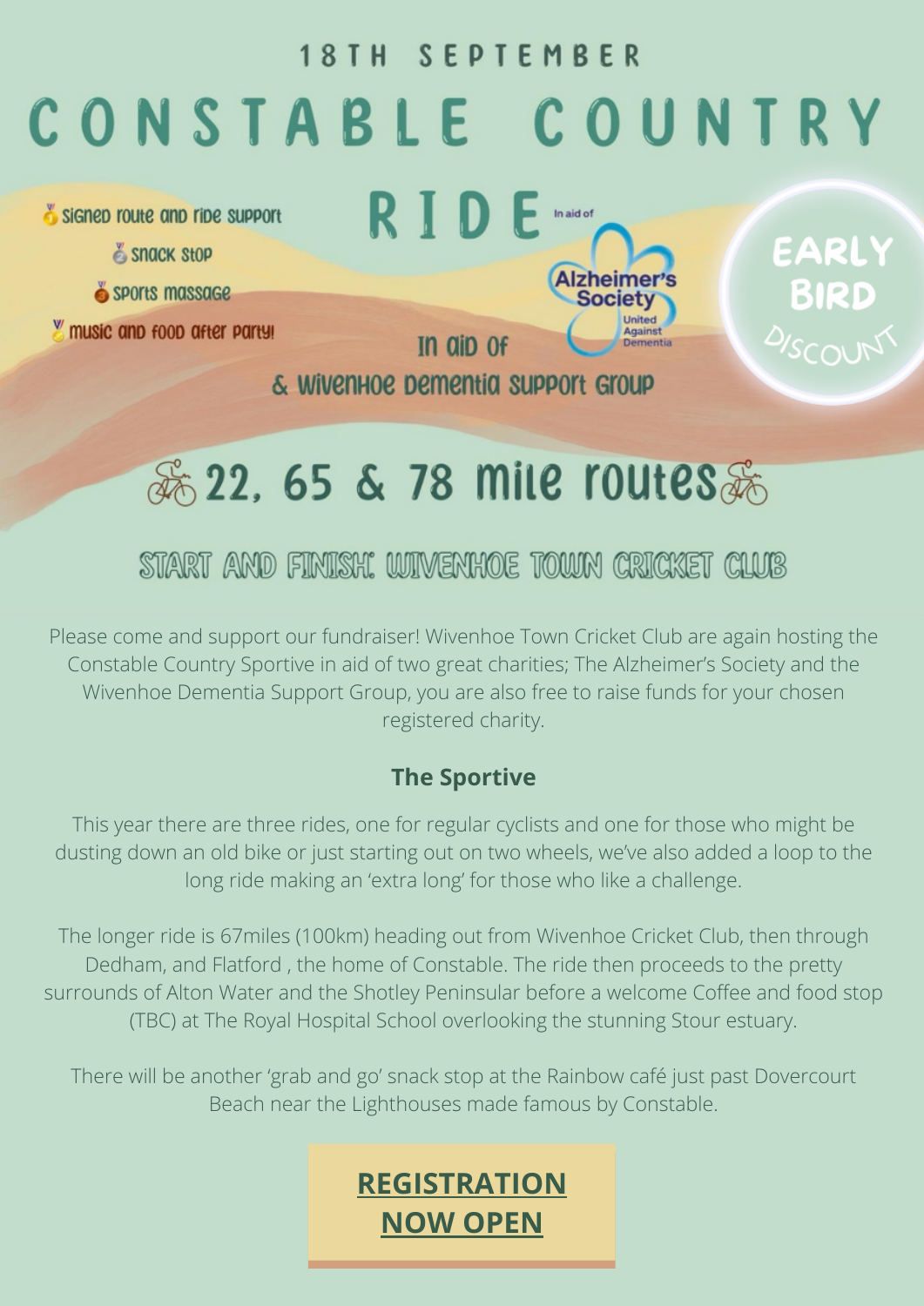18TH SEPTEMBER

# CONSTABLE COUNTRY RIDE

In aid of

Alzheimer's Society
United Against Dementia

- Signed route and ride support
- Snack stop
- Sports massage
- Music and food after party!

In aid of

& Wivenhoe Dementia Support Group

EARLY BIRD DISCOUNT

## 22, 65 & 78 mile routes

### START AND FINISH: WIVENHOE TOWN CRICKET CLUB

Please come and support our fundraiser! Wivenhoe Town Cricket Club are again hosting the Constable Country Sportive in aid of two great charities; The Alzheimer's Society and the Wivenhoe Dementia Support Group, you are also free to raise funds for your chosen registered charity.

**The Sportive**

This year there are three rides, one for regular cyclists and one for those who might be dusting down an old bike or just starting out on two wheels, we've also added a loop to the long ride making an 'extra long' for those who like a challenge.

The longer ride is 67miles (100km) heading out from Wivenhoe Cricket Club, then through Dedham, and Flatford , the home of Constable. The ride then proceeds to the pretty surrounds of Alton Water and the Shotley Peninsular before a welcome Coffee and food stop (TBC) at The Royal Hospital School overlooking the stunning Stour estuary.

There will be another 'grab and go' snack stop at the Rainbow café just past Dovercourt Beach near the Lighthouses made famous by Constable.

**REGISTRATION NOW OPEN**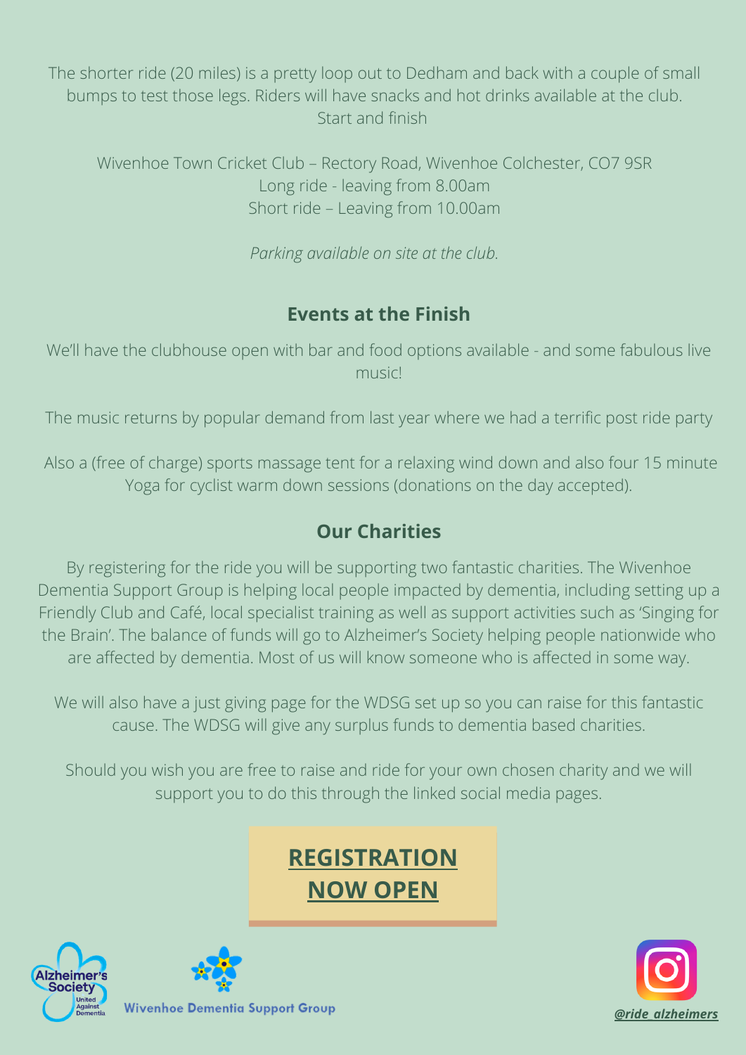The shorter ride (20 miles) is a pretty loop out to Dedham and back with a couple of small bumps to test those legs. Riders will have snacks and hot drinks available at the club.
Start and finish

Wivenhoe Town Cricket Club – Rectory Road, Wivenhoe Colchester, CO7 9SR
Long ride - leaving from 8.00am
Short ride – Leaving from 10.00am

*Parking available on site at the club.*

## Events at the Finish

We'll have the clubhouse open with bar and food options available - and some fabulous live music!

The music returns by popular demand from last year where we had a terrific post ride party

Also a (free of charge) sports massage tent for a relaxing wind down and also four 15 minute Yoga for cyclist warm down sessions (donations on the day accepted).

## Our Charities

By registering for the ride you will be supporting two fantastic charities. The Wivenhoe Dementia Support Group is helping local people impacted by dementia, including setting up a Friendly Club and Café, local specialist training as well as support activities such as 'Singing for the Brain'. The balance of funds will go to Alzheimer's Society helping people nationwide who are affected by dementia. Most of us will know someone who is affected in some way.

We will also have a just giving page for the WDSG set up so you can raise for this fantastic cause. The WDSG will give any surplus funds to dementia based charities.

Should you wish you are free to raise and ride for your own chosen charity and we will support you to do this through the linked social media pages.

**REGISTRATION NOW OPEN**

Alzheimer's Society United Against Dementia

Wivenhoe Dementia Support Group

***@ride_alzheimers***